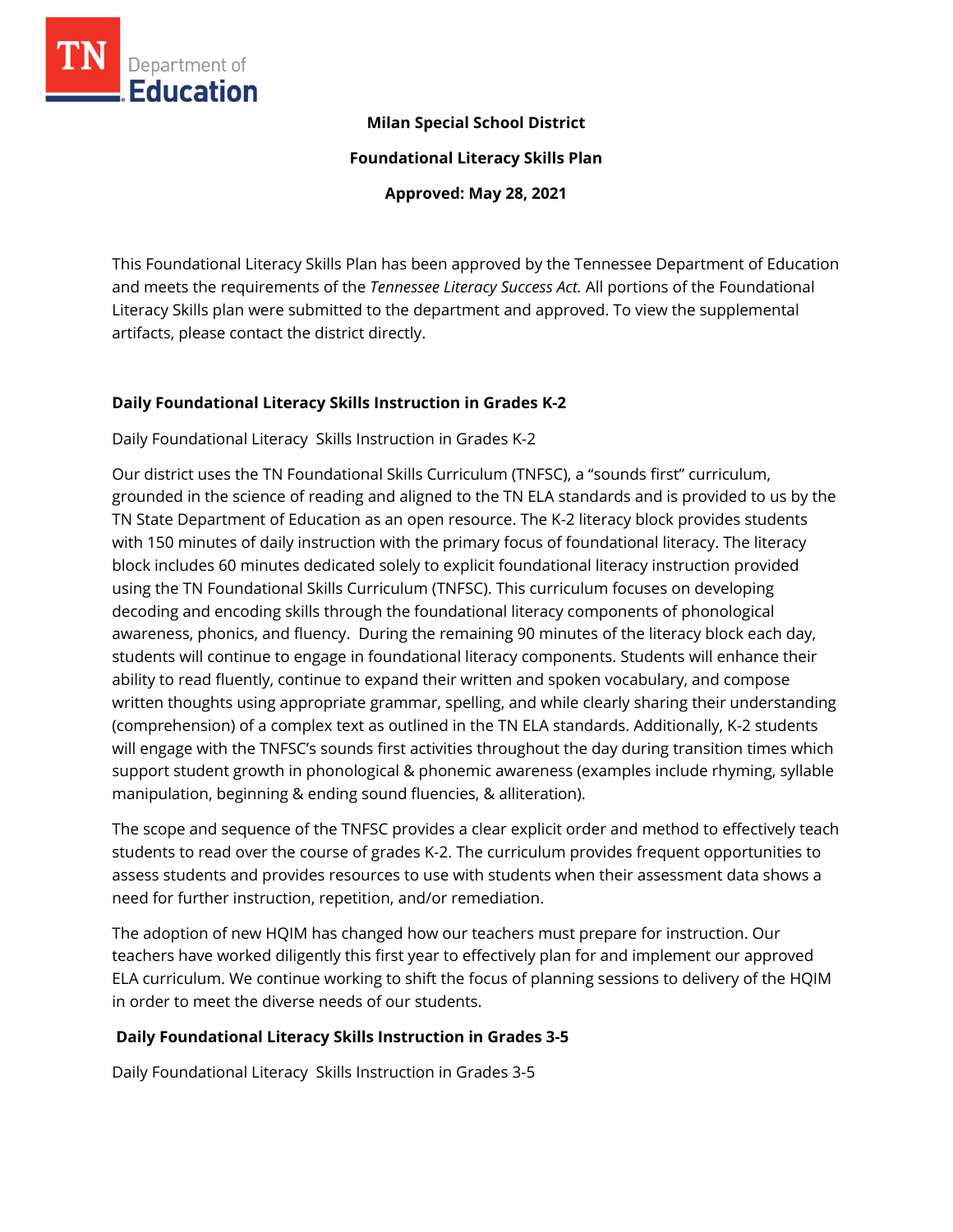**Milan Special School District**

**Foundational Literacy Skills Plan**

**Approved: May 28, 2021**

This Foundational Literacy Skills Plan has been approved by the Tennessee Department of Education and meets the requirements of the *Tennessee Literacy Success Act.* All portions of the Foundational Literacy Skills plan were submitted to the department and approved. To view the supplemental artifacts, please contact the district directly.

## Daily Foundational Literacy Skills Instruction in Grades K-2

Daily Foundational Literacy Skills Instruction in Grades K-2

Our district uses the TN Foundational Skills Curriculum (TNFSC), a "sounds first" curriculum, grounded in the science of reading and aligned to the TN ELA standards and is provided to us by the TN State Department of Education as an open resource. The K-2 literacy block provides students with 150 minutes of daily instruction with the primary focus of foundational literacy. The literacy block includes 60 minutes dedicated solely to explicit foundational literacy instruction provided using the TN Foundational Skills Curriculum (TNFSC). This curriculum focuses on developing decoding and encoding skills through the foundational literacy components of phonological awareness, phonics, and fluency. During the remaining 90 minutes of the literacy block each day, students will continue to engage in foundational literacy components. Students will enhance their ability to read fluently, continue to expand their written and spoken vocabulary, and compose written thoughts using appropriate grammar, spelling, and while clearly sharing their understanding (comprehension) of a complex text as outlined in the TN ELA standards. Additionally, K-2 students will engage with the TNFSC's sounds first activities throughout the day during transition times which support student growth in phonological & phonemic awareness (examples include rhyming, syllable manipulation, beginning & ending sound fluencies, & alliteration).

The scope and sequence of the TNFSC provides a clear explicit order and method to effectively teach students to read over the course of grades K-2. The curriculum provides frequent opportunities to assess students and provides resources to use with students when their assessment data shows a need for further instruction, repetition, and/or remediation.

The adoption of new HQIM has changed how our teachers must prepare for instruction. Our teachers have worked diligently this first year to effectively plan for and implement our approved ELA curriculum. We continue working to shift the focus of planning sessions to delivery of the HQIM in order to meet the diverse needs of our students.

## Daily Foundational Literacy Skills Instruction in Grades 3-5

Daily Foundational Literacy Skills Instruction in Grades 3-5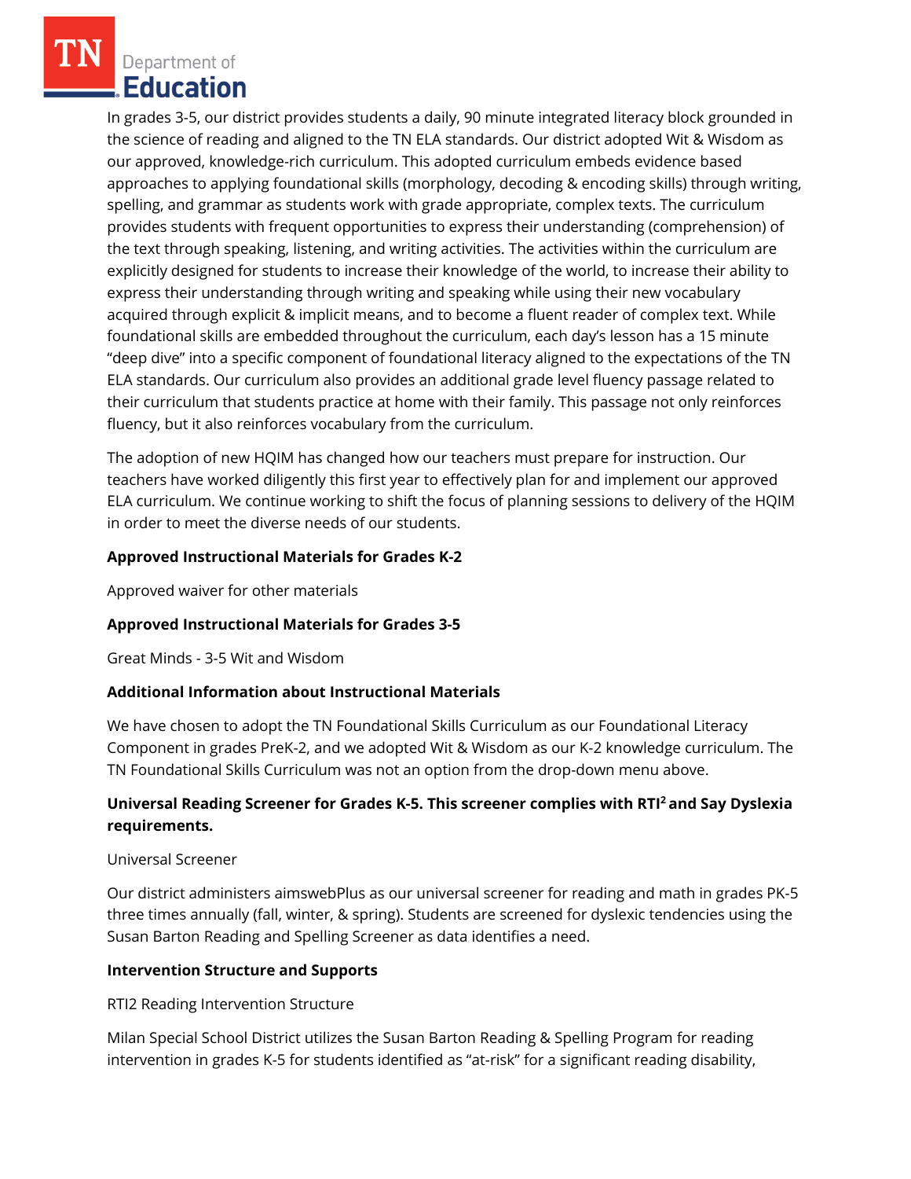In grades 3-5, our district provides students a daily, 90 minute integrated literacy block grounded in the science of reading and aligned to the TN ELA standards. Our district adopted Wit & Wisdom as our approved, knowledge-rich curriculum. This adopted curriculum embeds evidence based approaches to applying foundational skills (morphology, decoding & encoding skills) through writing, spelling, and grammar as students work with grade appropriate, complex texts. The curriculum provides students with frequent opportunities to express their understanding (comprehension) of the text through speaking, listening, and writing activities. The activities within the curriculum are explicitly designed for students to increase their knowledge of the world, to increase their ability to express their understanding through writing and speaking while using their new vocabulary acquired through explicit & implicit means, and to become a fluent reader of complex text. While foundational skills are embedded throughout the curriculum, each day's lesson has a 15 minute "deep dive" into a specific component of foundational literacy aligned to the expectations of the TN ELA standards. Our curriculum also provides an additional grade level fluency passage related to their curriculum that students practice at home with their family. This passage not only reinforces fluency, but it also reinforces vocabulary from the curriculum.

The adoption of new HQIM has changed how our teachers must prepare for instruction. Our teachers have worked diligently this first year to effectively plan for and implement our approved ELA curriculum. We continue working to shift the focus of planning sessions to delivery of the HQIM in order to meet the diverse needs of our students.

**Approved Instructional Materials for Grades K-2**

Approved waiver for other materials

**Approved Instructional Materials for Grades 3-5**

Great Minds - 3-5 Wit and Wisdom

**Additional Information about Instructional Materials**

We have chosen to adopt the TN Foundational Skills Curriculum as our Foundational Literacy Component in grades PreK-2, and we adopted Wit & Wisdom as our K-2 knowledge curriculum. The TN Foundational Skills Curriculum was not an option from the drop-down menu above.

**Universal Reading Screener for Grades K-5. This screener complies with RTI$^2$ and Say Dyslexia requirements.**

Universal Screener

Our district administers aimswebPlus as our universal screener for reading and math in grades PK-5 three times annually (fall, winter, & spring). Students are screened for dyslexic tendencies using the Susan Barton Reading and Spelling Screener as data identifies a need.

**Intervention Structure and Supports**

RTI2 Reading Intervention Structure

Milan Special School District utilizes the Susan Barton Reading & Spelling Program for reading intervention in grades K-5 for students identified as "at-risk" for a significant reading disability,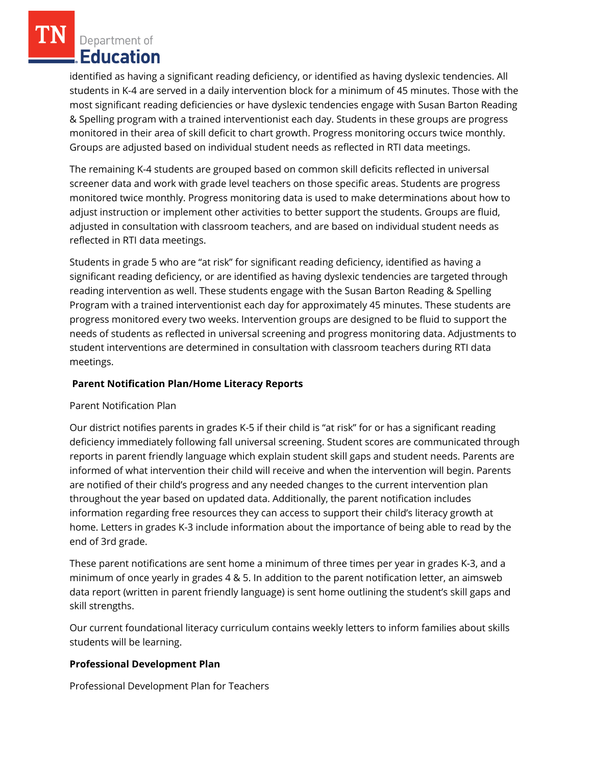identified as having a significant reading deficiency, or identified as having dyslexic tendencies. All students in K-4 are served in a daily intervention block for a minimum of 45 minutes. Those with the most significant reading deficiencies or have dyslexic tendencies engage with Susan Barton Reading & Spelling program with a trained interventionist each day. Students in these groups are progress monitored in their area of skill deficit to chart growth. Progress monitoring occurs twice monthly. Groups are adjusted based on individual student needs as reflected in RTI data meetings.

The remaining K-4 students are grouped based on common skill deficits reflected in universal screener data and work with grade level teachers on those specific areas. Students are progress monitored twice monthly. Progress monitoring data is used to make determinations about how to adjust instruction or implement other activities to better support the students. Groups are fluid, adjusted in consultation with classroom teachers, and are based on individual student needs as reflected in RTI data meetings.

Students in grade 5 who are "at risk" for significant reading deficiency, identified as having a significant reading deficiency, or are identified as having dyslexic tendencies are targeted through reading intervention as well. These students engage with the Susan Barton Reading & Spelling Program with a trained interventionist each day for approximately 45 minutes. These students are progress monitored every two weeks. Intervention groups are designed to be fluid to support the needs of students as reflected in universal screening and progress monitoring data. Adjustments to student interventions are determined in consultation with classroom teachers during RTI data meetings.

## Parent Notification Plan/Home Literacy Reports

Parent Notification Plan

Our district notifies parents in grades K-5 if their child is "at risk" for or has a significant reading deficiency immediately following fall universal screening. Student scores are communicated through reports in parent friendly language which explain student skill gaps and student needs. Parents are informed of what intervention their child will receive and when the intervention will begin. Parents are notified of their child's progress and any needed changes to the current intervention plan throughout the year based on updated data. Additionally, the parent notification includes information regarding free resources they can access to support their child's literacy growth at home. Letters in grades K-3 include information about the importance of being able to read by the end of 3rd grade.

These parent notifications are sent home a minimum of three times per year in grades K-3, and a minimum of once yearly in grades 4 & 5. In addition to the parent notification letter, an aimsweb data report (written in parent friendly language) is sent home outlining the student's skill gaps and skill strengths.

Our current foundational literacy curriculum contains weekly letters to inform families about skills students will be learning.

## Professional Development Plan

Professional Development Plan for Teachers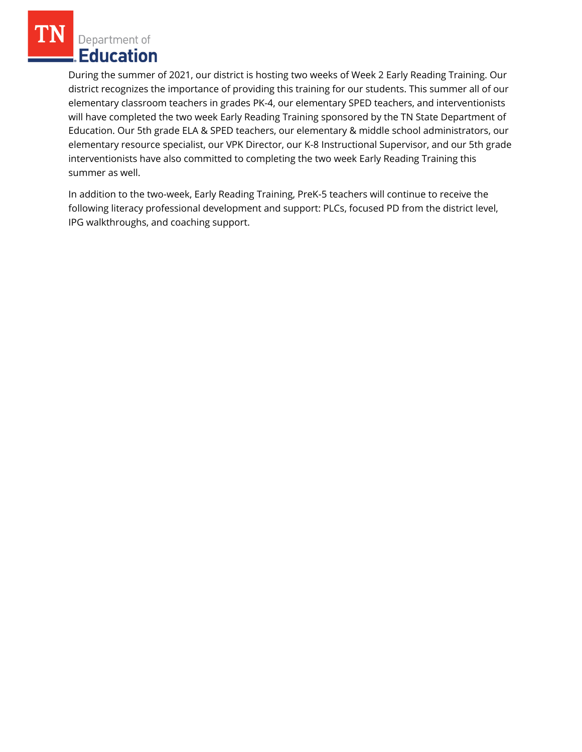During the summer of 2021, our district is hosting two weeks of Week 2 Early Reading Training. Our district recognizes the importance of providing this training for our students. This summer all of our elementary classroom teachers in grades PK-4, our elementary SPED teachers, and interventionists will have completed the two week Early Reading Training sponsored by the TN State Department of Education. Our 5th grade ELA & SPED teachers, our elementary & middle school administrators, our elementary resource specialist, our VPK Director, our K-8 Instructional Supervisor, and our 5th grade interventionists have also committed to completing the two week Early Reading Training this summer as well.

In addition to the two-week, Early Reading Training, PreK-5 teachers will continue to receive the following literacy professional development and support: PLCs, focused PD from the district level, IPG walkthroughs, and coaching support.